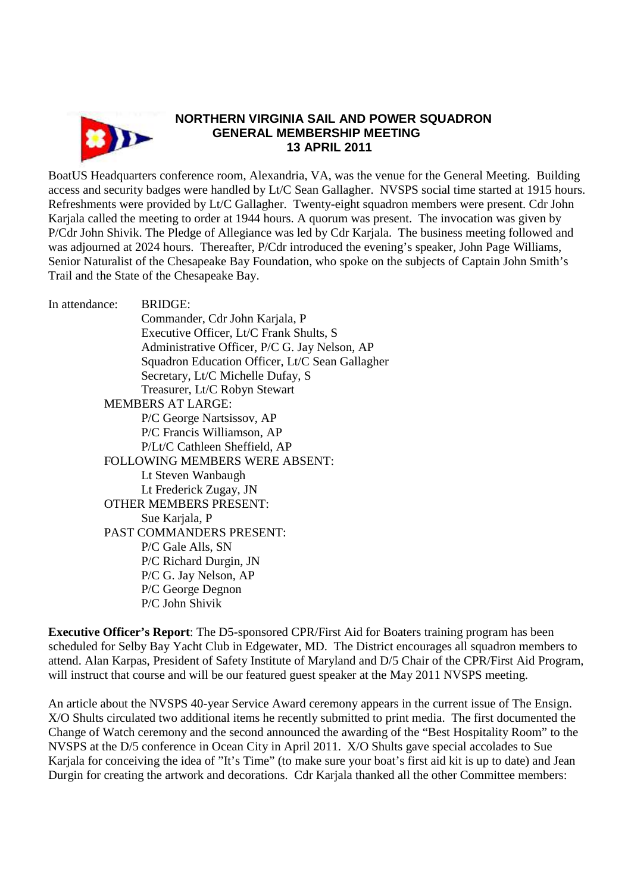# NORTHERN VIRGINIA SAIL AND POWER SQUADRON
## GENERAL MEMBERSHIP MEETING
## 13 APRIL 2011

BoatUS Headquarters conference room, Alexandria, VA, was the venue for the General Meeting. Building access and security badges were handled by Lt/C Sean Gallagher. NVSPS social time started at 1915 hours. Refreshments were provided by Lt/C Gallagher. Twenty-eight squadron members were present. Cdr John Karjala called the meeting to order at 1944 hours. A quorum was present. The invocation was given by P/Cdr John Shivik. The Pledge of Allegiance was led by Cdr Karjala. The business meeting followed and was adjourned at 2024 hours. Thereafter, P/Cdr introduced the evening's speaker, John Page Williams, Senior Naturalist of the Chesapeake Bay Foundation, who spoke on the subjects of Captain John Smith's Trail and the State of the Chesapeake Bay.

In attendance: BRIDGE:

- Commander, Cdr John Karjala, P
- Executive Officer, Lt/C Frank Shults, S
- Administrative Officer, P/C G. Jay Nelson, AP
- Squadron Education Officer, Lt/C Sean Gallagher
- Secretary, Lt/C Michelle Dufay, S
- Treasurer, Lt/C Robyn Stewart

MEMBERS AT LARGE:

- P/C George Nartsissov, AP
- P/C Francis Williamson, AP
- P/Lt/C Cathleen Sheffield, AP

FOLLOWING MEMBERS WERE ABSENT:

- Lt Steven Wanbaugh
- Lt Frederick Zugay, JN

OTHER MEMBERS PRESENT:

- Sue Karjala, P

PAST COMMANDERS PRESENT:

- P/C Gale Alls, SN
- P/C Richard Durgin, JN
- P/C G. Jay Nelson, AP
- P/C George Degnon
- P/C John Shivik

**Executive Officer's Report**: The D5-sponsored CPR/First Aid for Boaters training program has been scheduled for Selby Bay Yacht Club in Edgewater, MD. The District encourages all squadron members to attend. Alan Karpas, President of Safety Institute of Maryland and D/5 Chair of the CPR/First Aid Program, will instruct that course and will be our featured guest speaker at the May 2011 NVSPS meeting.

An article about the NVSPS 40-year Service Award ceremony appears in the current issue of The Ensign. X/O Shults circulated two additional items he recently submitted to print media. The first documented the Change of Watch ceremony and the second announced the awarding of the "Best Hospitality Room" to the NVSPS at the D/5 conference in Ocean City in April 2011. X/O Shults gave special accolades to Sue Karjala for conceiving the idea of "It's Time" (to make sure your boat's first aid kit is up to date) and Jean Durgin for creating the artwork and decorations. Cdr Karjala thanked all the other Committee members: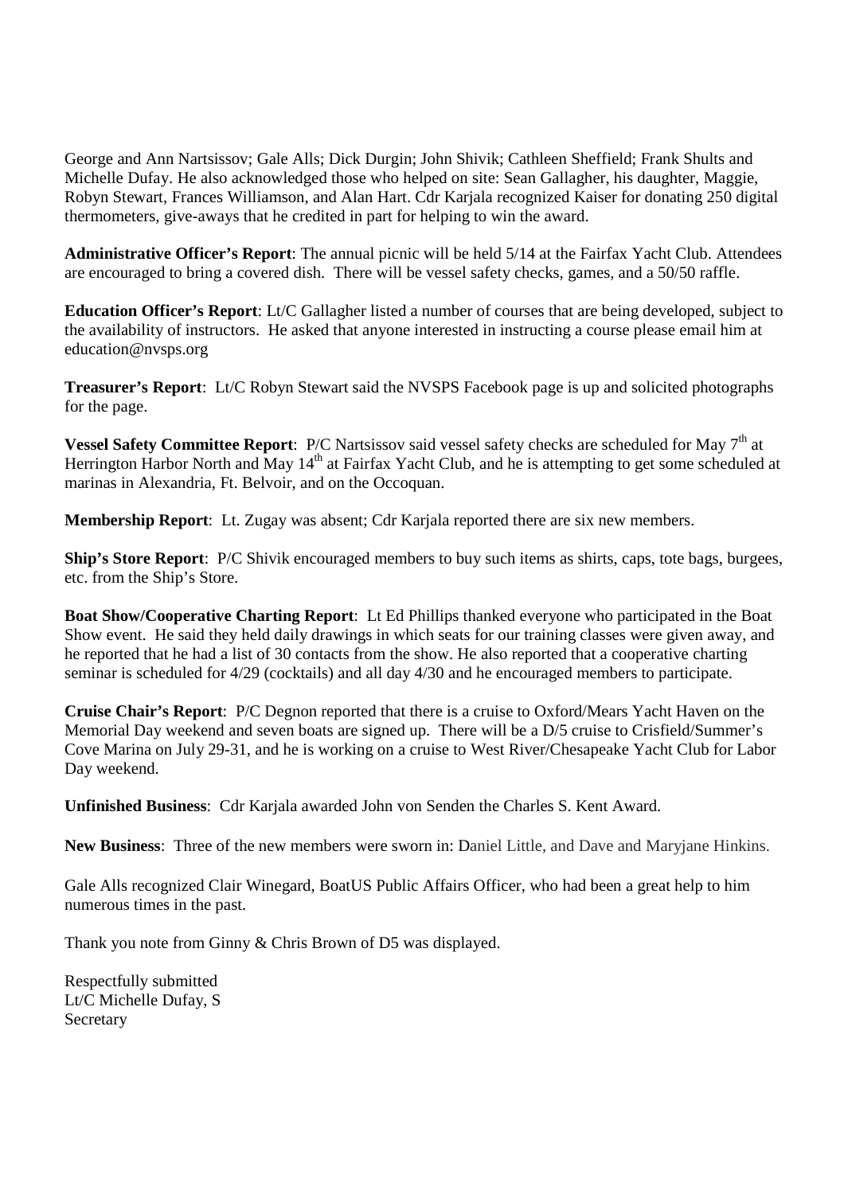George and Ann Nartsissov; Gale Alls; Dick Durgin; John Shivik; Cathleen Sheffield; Frank Shults and Michelle Dufay. He also acknowledged those who helped on site: Sean Gallagher, his daughter, Maggie, Robyn Stewart, Frances Williamson, and Alan Hart. Cdr Karjala recognized Kaiser for donating 250 digital thermometers, give-aways that he credited in part for helping to win the award.

**Administrative Officer's Report**: The annual picnic will be held 5/14 at the Fairfax Yacht Club. Attendees are encouraged to bring a covered dish. There will be vessel safety checks, games, and a 50/50 raffle.

**Education Officer's Report**: Lt/C Gallagher listed a number of courses that are being developed, subject to the availability of instructors. He asked that anyone interested in instructing a course please email him at education@nvsps.org

**Treasurer's Report**: Lt/C Robyn Stewart said the NVSPS Facebook page is up and solicited photographs for the page.

**Vessel Safety Committee Report**: P/C Nartsissov said vessel safety checks are scheduled for May 7th at Herrington Harbor North and May 14th at Fairfax Yacht Club, and he is attempting to get some scheduled at marinas in Alexandria, Ft. Belvoir, and on the Occoquan.

**Membership Report**: Lt. Zugay was absent; Cdr Karjala reported there are six new members.

**Ship's Store Report**: P/C Shivik encouraged members to buy such items as shirts, caps, tote bags, burgees, etc. from the Ship's Store.

**Boat Show/Cooperative Charting Report**: Lt Ed Phillips thanked everyone who participated in the Boat Show event. He said they held daily drawings in which seats for our training classes were given away, and he reported that he had a list of 30 contacts from the show. He also reported that a cooperative charting seminar is scheduled for 4/29 (cocktails) and all day 4/30 and he encouraged members to participate.

**Cruise Chair's Report**: P/C Degnon reported that there is a cruise to Oxford/Mears Yacht Haven on the Memorial Day weekend and seven boats are signed up. There will be a D/5 cruise to Crisfield/Summer's Cove Marina on July 29-31, and he is working on a cruise to West River/Chesapeake Yacht Club for Labor Day weekend.

**Unfinished Business**: Cdr Karjala awarded John von Senden the Charles S. Kent Award.

**New Business**: Three of the new members were sworn in: Daniel Little, and Dave and Maryjane Hinkins.

Gale Alls recognized Clair Winegard, BoatUS Public Affairs Officer, who had been a great help to him numerous times in the past.

Thank you note from Ginny & Chris Brown of D5 was displayed.

Respectfully submitted
Lt/C Michelle Dufay, S
Secretary